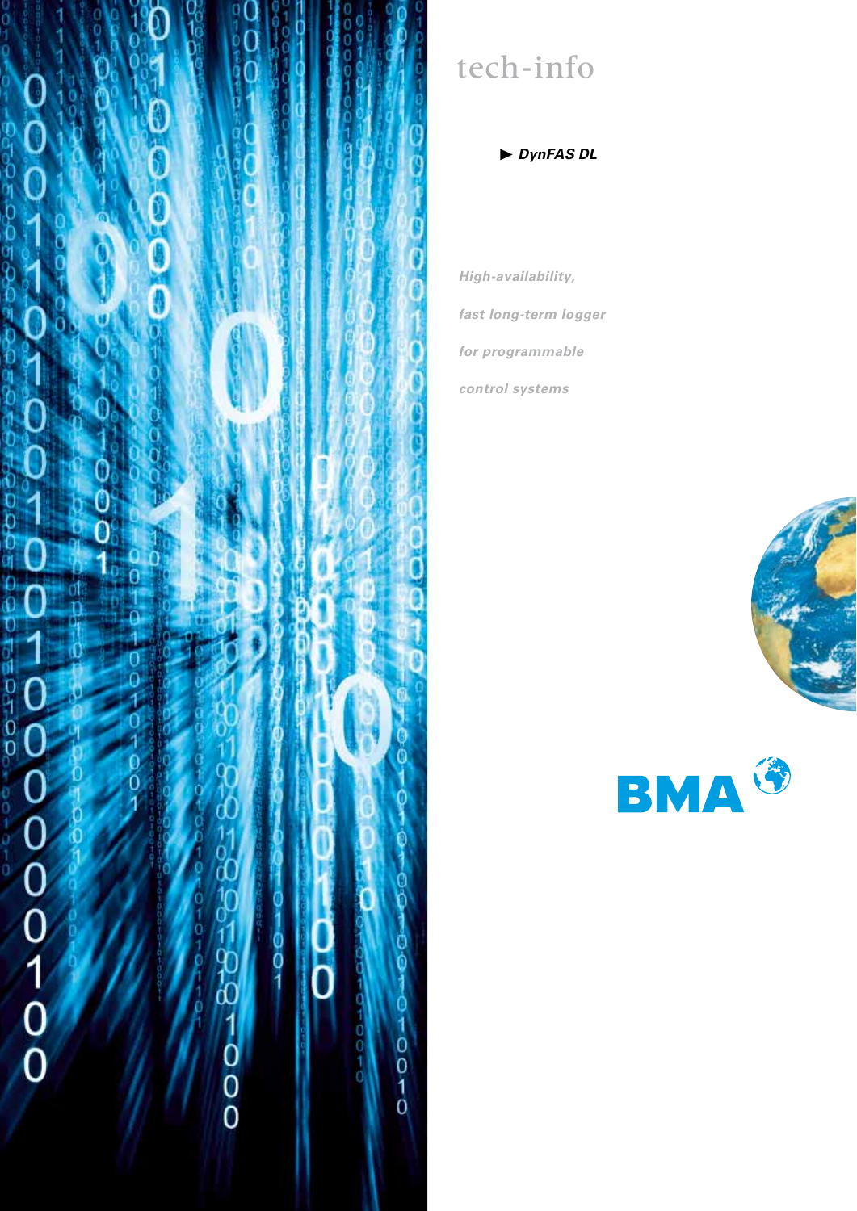# tech-info

► ***DynFAS DL***

*High-availability,*

*fast long-term logger*

*for programmable*

*control systems*

BMA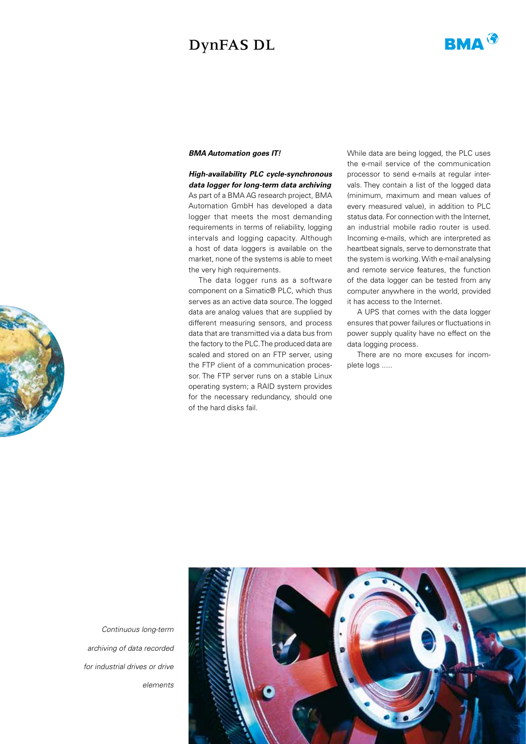# DynFAS DL

***BMA Automation goes IT!***

***High-availability PLC cycle-synchronous data logger for long-term data archiving***

As part of a BMA AG research project, BMA Automation GmbH has developed a data logger that meets the most demanding requirements in terms of reliability, logging intervals and logging capacity. Although a host of data loggers is available on the market, none of the systems is able to meet the very high requirements.

The data logger runs as a software component on a Simatic® PLC, which thus serves as an active data source. The logged data are analog values that are supplied by different measuring sensors, and process data that are transmitted via a data bus from the factory to the PLC. The produced data are scaled and stored on an FTP server, using the FTP client of a communication processor. The FTP server runs on a stable Linux operating system; a RAID system provides for the necessary redundancy, should one of the hard disks fail.

While data are being logged, the PLC uses the e-mail service of the communication processor to send e-mails at regular intervals. They contain a list of the logged data (minimum, maximum and mean values of every measured value), in addition to PLC status data. For connection with the Internet, an industrial mobile radio router is used. Incoming e-mails, which are interpreted as heartbeat signals, serve to demonstrate that the system is working. With e-mail analysing and remote service features, the function of the data logger can be tested from any computer anywhere in the world, provided it has access to the Internet.

A UPS that comes with the data logger ensures that power failures or fluctuations in power supply quality have no effect on the data logging process.

There are no more excuses for incomplete logs .....

*Continuous long-term archiving of data recorded for industrial drives or drive elements*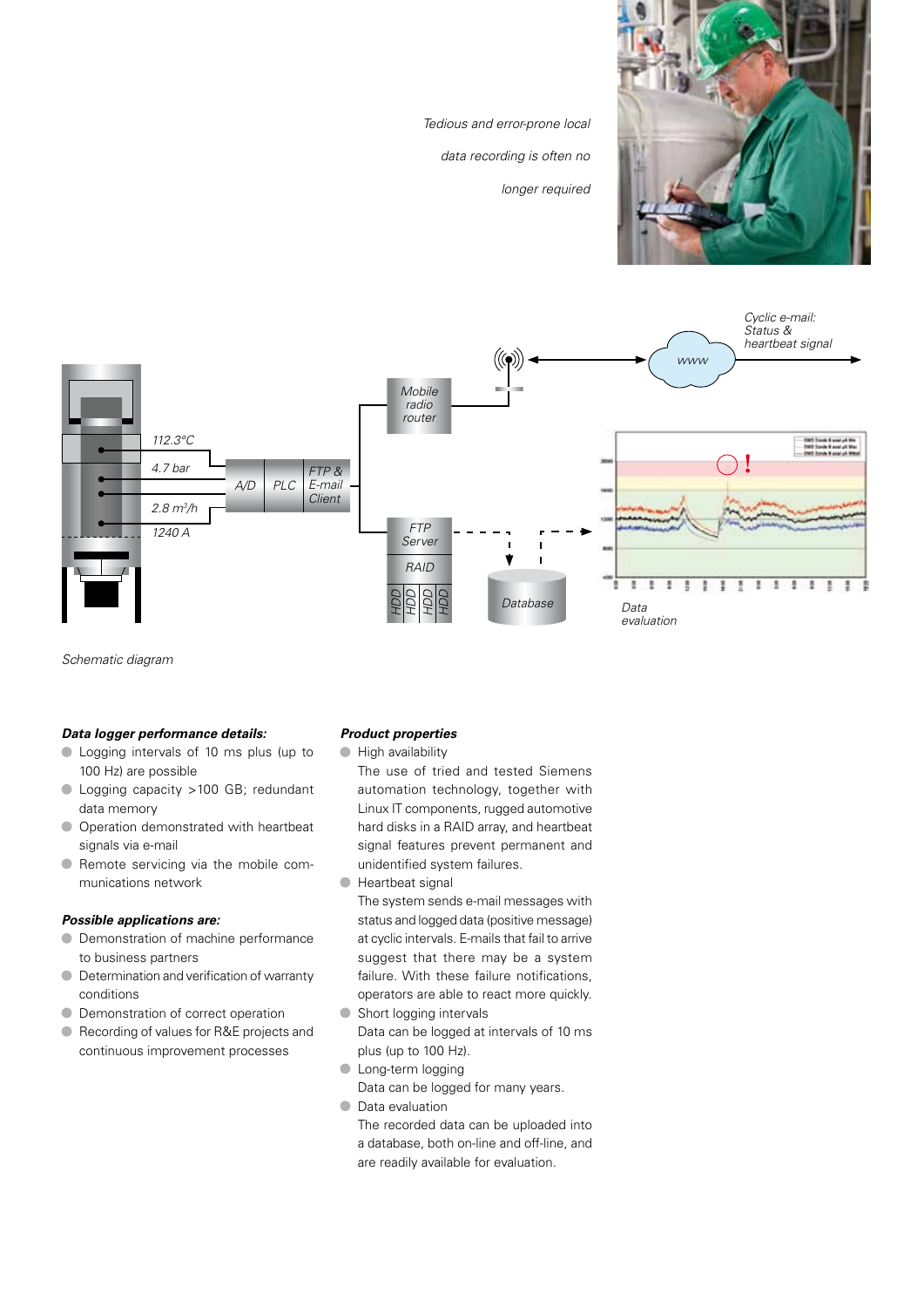*Tedious and error-prone local data recording is often no longer required*

*Schematic diagram*

***Data logger performance details:***

- Logging intervals of 10 ms plus (up to 100 Hz) are possible
- Logging capacity >100 GB; redundant data memory
- Operation demonstrated with heartbeat signals via e-mail
- Remote servicing via the mobile communications network

***Possible applications are:***

- Demonstration of machine performance to business partners
- Determination and verification of warranty conditions
- Demonstration of correct operation
- Recording of values for R&E projects and continuous improvement processes

***Product properties***

- High availability
  The use of tried and tested Siemens automation technology, together with Linux IT components, rugged automotive hard disks in a RAID array, and heartbeat signal features prevent permanent and unidentified system failures.
- Heartbeat signal
  The system sends e-mail messages with status and logged data (positive message) at cyclic intervals. E-mails that fail to arrive suggest that there may be a system failure. With these failure notifications, operators are able to react more quickly.
- Short logging intervals
  Data can be logged at intervals of 10 ms plus (up to 100 Hz).
- Long-term logging
  Data can be logged for many years.
- Data evaluation
  The recorded data can be uploaded into a database, both on-line and off-line, and are readily available for evaluation.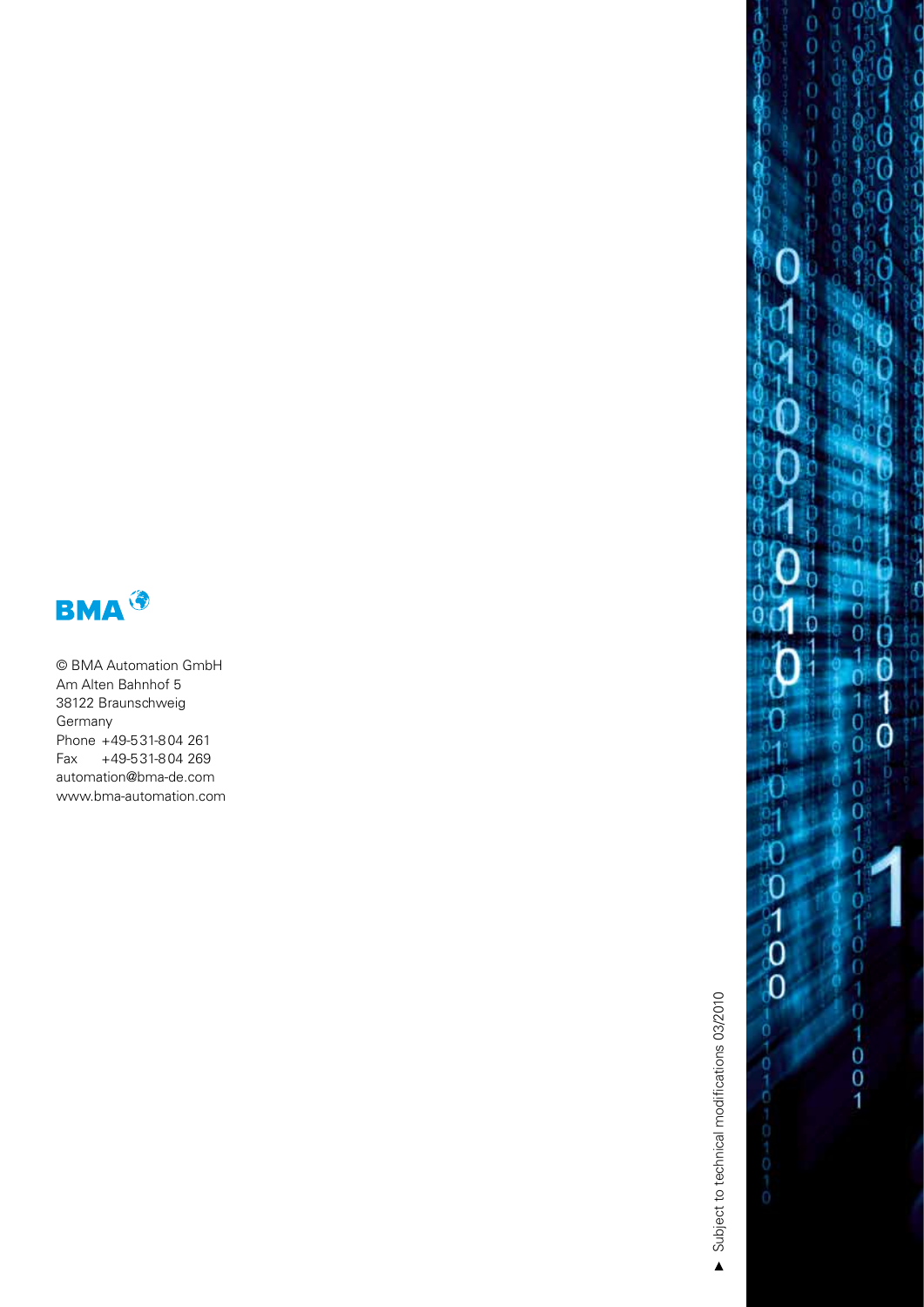BMA

© BMA Automation GmbH
Am Alten Bahnhof 5
38122 Braunschweig
Germany
Phone +49-531-804 261
Fax +49-531-804 269
automation@bma-de.com
www.bma-automation.com

▲ Subject to technical modifications 03/2010